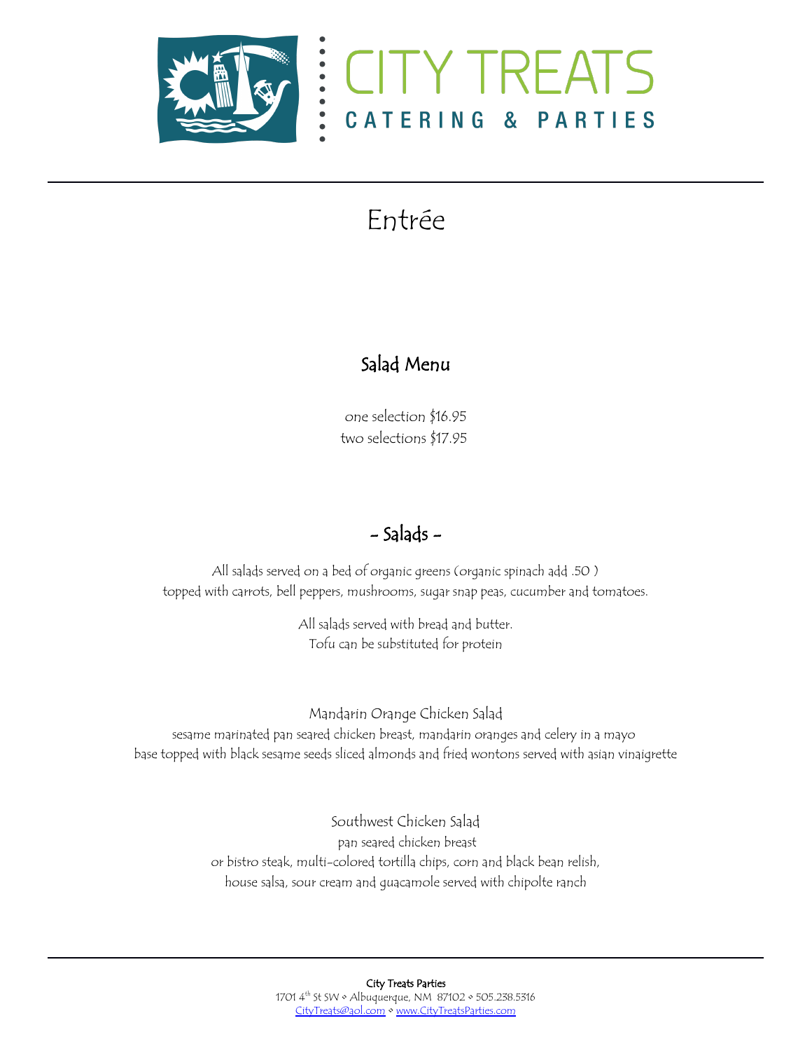# CITY TREATS
## CATERING & PARTIES

# Entrée

## Salad Menu

one selection $16.95
two selections $17.95

## - Salads -

All salads served on a bed of organic greens (organic spinach add .50 )
topped with carrots, bell peppers, mushrooms, sugar snap peas, cucumber and tomatoes.

All salads served with bread and butter.
Tofu can be substituted for protein

Mandarin Orange Chicken Salad
sesame marinated pan seared chicken breast, mandarin oranges and celery in a mayo base topped with black sesame seeds sliced almonds and fried wontons served with asian vinaigrette

Southwest Chicken Salad
pan seared chicken breast
or bistro steak, multi-colored tortilla chips, corn and black bean relish,
house salsa, sour cream and guacamole served with chipolte ranch

City Treats Parties
1701 4th St SW ⋄ Albuquerque, NM 87102 ⋄ 505.238.5316
CityTreats@aol.com ⋄ www.CityTreatsParties.com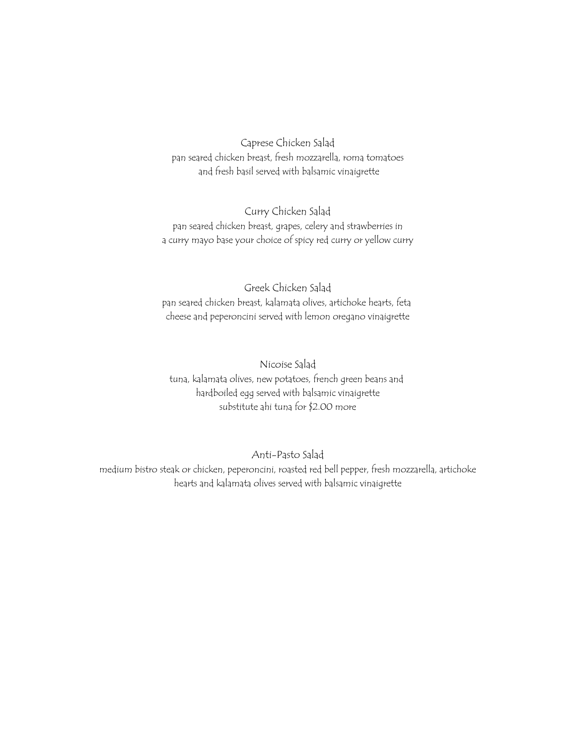### Caprese Chicken Salad

pan seared chicken breast, fresh mozzarella, roma tomatoes and fresh basil served with balsamic vinaigrette

### Curry Chicken Salad

pan seared chicken breast, grapes, celery and strawberries in a curry mayo base your choice of spicy red curry or yellow curry

### Greek Chicken Salad

pan seared chicken breast, kalamata olives, artichoke hearts, feta cheese and peperoncini served with lemon oregano vinaigrette

### Nicoise Salad

tuna, kalamata olives, new potatoes, french green beans and hardboiled egg served with balsamic vinaigrette
substitute ahi tuna for $2.00 more

### Anti-Pasto Salad

medium bistro steak or chicken, peperoncini, roasted red bell pepper, fresh mozzarella, artichoke hearts and kalamata olives served with balsamic vinaigrette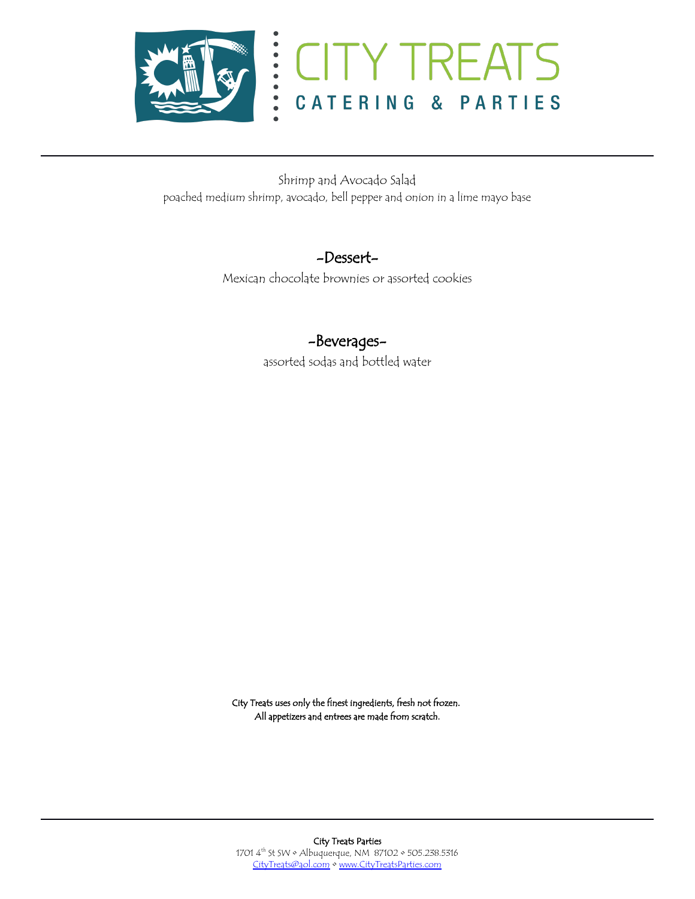Shrimp and Avocado Salad
poached medium shrimp, avocado, bell pepper and onion in a lime mayo base

## -Dessert-

Mexican chocolate brownies or assorted cookies

## -Beverages-

assorted sodas and bottled water

City Treats uses only the finest ingredients, fresh not frozen.
All appetizers and entrees are made from scratch.

City Treats Parties
1701 4th St SW ⋄ Albuquerque, NM 87102 ⋄ 505.238.5316
CityTreats@aol.com ⋄ www.CityTreatsParties.com